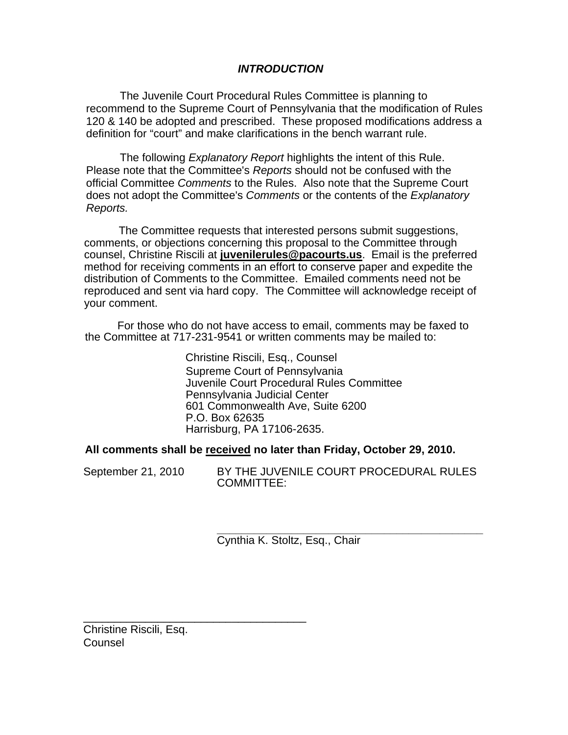## *INTRODUCTION*

The Juvenile Court Procedural Rules Committee is planning to recommend to the Supreme Court of Pennsylvania that the modification of Rules 120 & 140 be adopted and prescribed. These proposed modifications address a definition for "court" and make clarifications in the bench warrant rule.

The following *Explanatory Report* highlights the intent of this Rule. Please note that the Committee's *Reports* should not be confused with the official Committee *Comments* to the Rules. Also note that the Supreme Court does not adopt the Committee's *Comments* or the contents of the *Explanatory Reports.*

The Committee requests that interested persons submit suggestions, comments, or objections concerning this proposal to the Committee through counsel, Christine Riscili at **juvenilerules@pacourts.us**. Email is the preferred method for receiving comments in an effort to conserve paper and expedite the distribution of Comments to the Committee. Emailed comments need not be reproduced and sent via hard copy. The Committee will acknowledge receipt of your comment.

For those who do not have access to email, comments may be faxed to the Committee at 717-231-9541 or written comments may be mailed to:

> Christine Riscili, Esq., Counsel
> Supreme Court of Pennsylvania
> Juvenile Court Procedural Rules Committee
> Pennsylvania Judicial Center
> 601 Commonwealth Ave, Suite 6200
> P.O. Box 62635
> Harrisburg, PA 17106-2635.

**All comments shall be <u>received</u> no later than Friday, October 29, 2010.**

September 21, 2010

BY THE JUVENILE COURT PROCEDURAL RULES COMMITTEE:

\_\_\_\_\_\_\_\_\_\_\_\_\_\_\_\_\_\_\_\_\_\_\_\_\_\_\_\_\_\_\_\_\_\_\_\_\_\_\_\_\_\_
Cynthia K. Stoltz, Esq., Chair

\_\_\_\_\_\_\_\_\_\_\_\_\_\_\_\_\_\_\_\_\_\_\_\_\_\_\_\_\_\_\_\_\_\_\_\_
Christine Riscili, Esq.
Counsel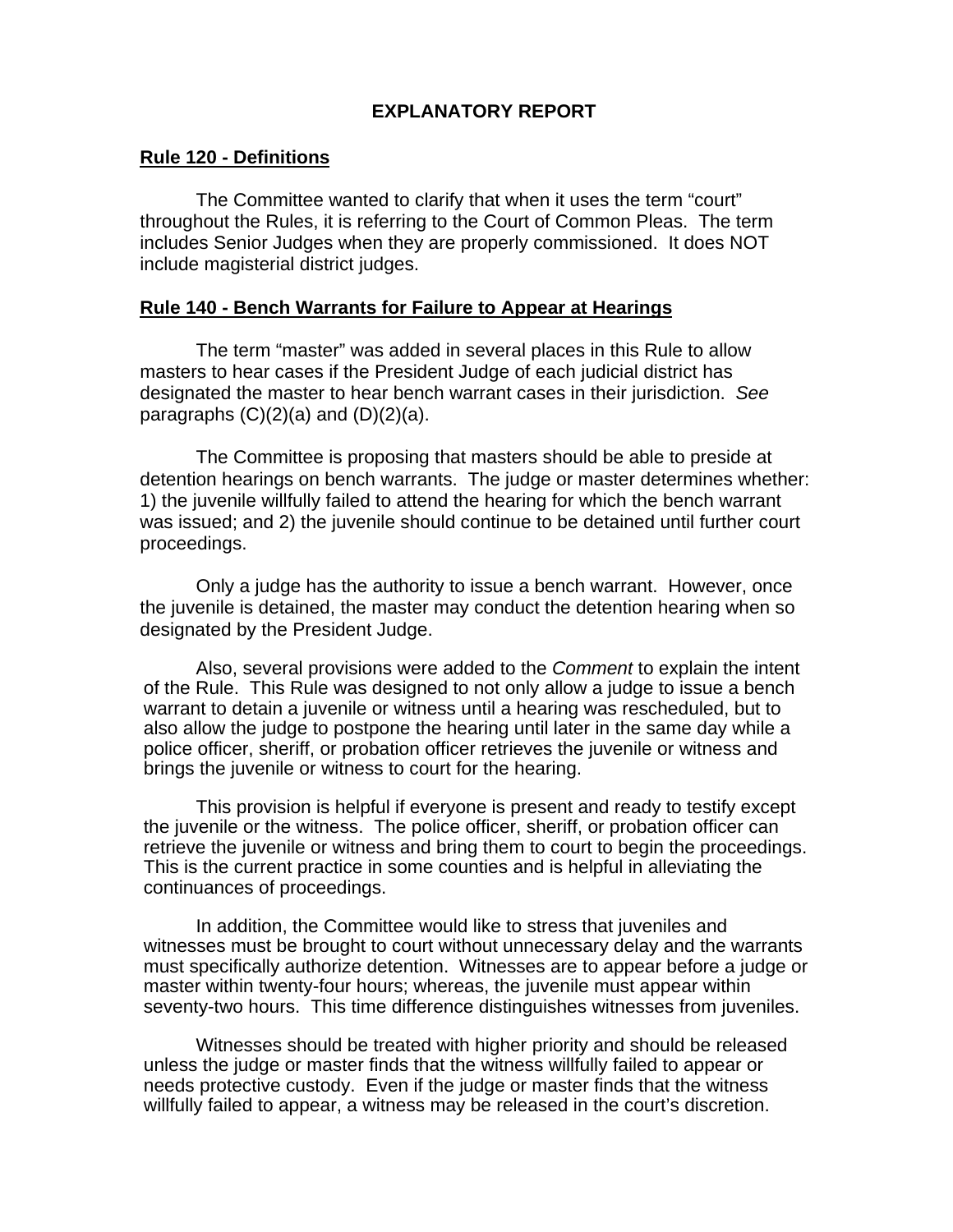# EXPLANATORY REPORT

## Rule 120 - Definitions

The Committee wanted to clarify that when it uses the term "court" throughout the Rules, it is referring to the Court of Common Pleas. The term includes Senior Judges when they are properly commissioned. It does NOT include magisterial district judges.

## Rule 140 - Bench Warrants for Failure to Appear at Hearings

The term "master" was added in several places in this Rule to allow masters to hear cases if the President Judge of each judicial district has designated the master to hear bench warrant cases in their jurisdiction. *See* paragraphs (C)(2)(a) and (D)(2)(a).

The Committee is proposing that masters should be able to preside at detention hearings on bench warrants. The judge or master determines whether: 1) the juvenile willfully failed to attend the hearing for which the bench warrant was issued; and 2) the juvenile should continue to be detained until further court proceedings.

Only a judge has the authority to issue a bench warrant. However, once the juvenile is detained, the master may conduct the detention hearing when so designated by the President Judge.

Also, several provisions were added to the *Comment* to explain the intent of the Rule. This Rule was designed to not only allow a judge to issue a bench warrant to detain a juvenile or witness until a hearing was rescheduled, but to also allow the judge to postpone the hearing until later in the same day while a police officer, sheriff, or probation officer retrieves the juvenile or witness and brings the juvenile or witness to court for the hearing.

This provision is helpful if everyone is present and ready to testify except the juvenile or the witness. The police officer, sheriff, or probation officer can retrieve the juvenile or witness and bring them to court to begin the proceedings. This is the current practice in some counties and is helpful in alleviating the continuances of proceedings.

In addition, the Committee would like to stress that juveniles and witnesses must be brought to court without unnecessary delay and the warrants must specifically authorize detention. Witnesses are to appear before a judge or master within twenty-four hours; whereas, the juvenile must appear within seventy-two hours. This time difference distinguishes witnesses from juveniles.

Witnesses should be treated with higher priority and should be released unless the judge or master finds that the witness willfully failed to appear or needs protective custody. Even if the judge or master finds that the witness willfully failed to appear, a witness may be released in the court's discretion.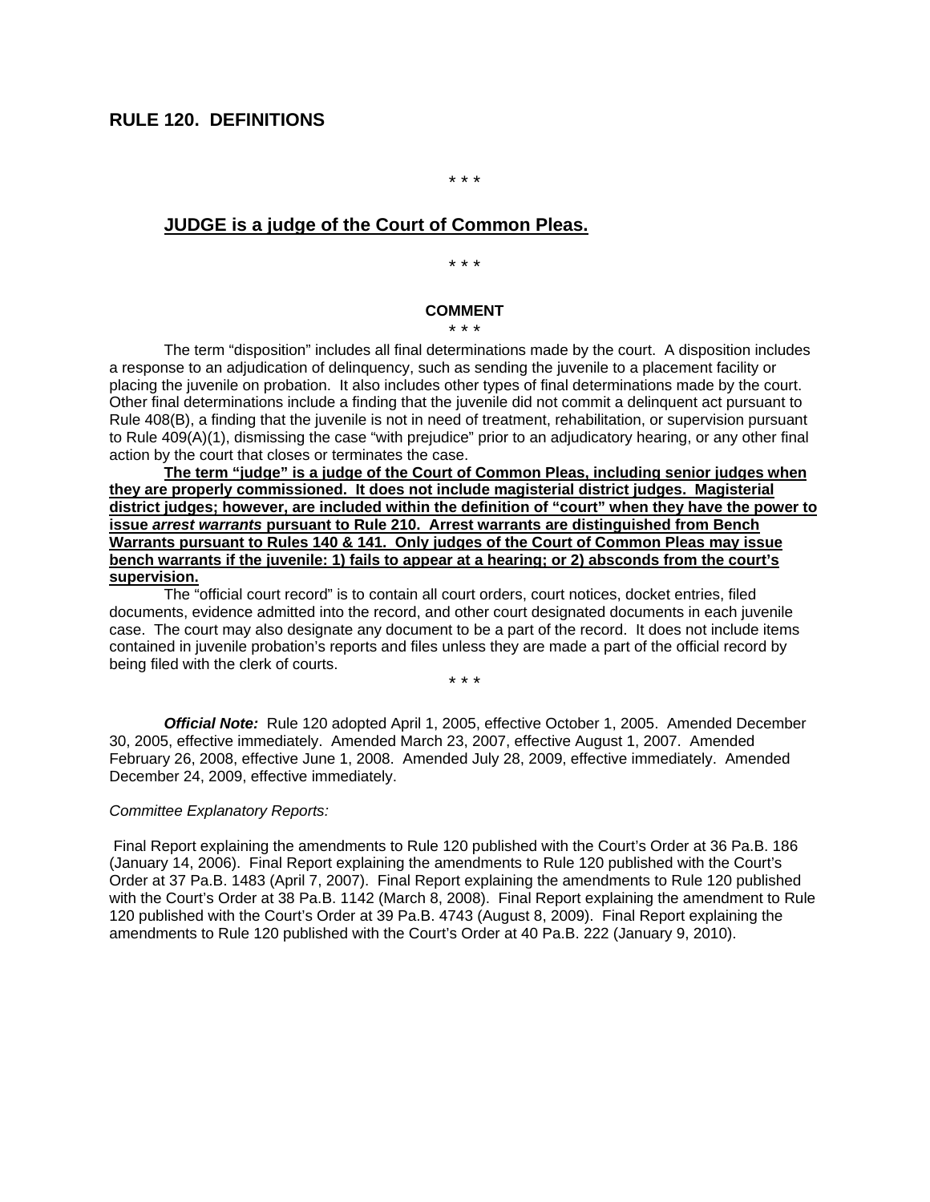## RULE 120. DEFINITIONS

* * *

**JUDGE is a judge of the Court of Common Pleas.**

* * *

**COMMENT**

* * *

The term "disposition" includes all final determinations made by the court. A disposition includes a response to an adjudication of delinquency, such as sending the juvenile to a placement facility or placing the juvenile on probation. It also includes other types of final determinations made by the court. Other final determinations include a finding that the juvenile did not commit a delinquent act pursuant to Rule 408(B), a finding that the juvenile is not in need of treatment, rehabilitation, or supervision pursuant to Rule 409(A)(1), dismissing the case "with prejudice" prior to an adjudicatory hearing, or any other final action by the court that closes or terminates the case.

**The term "judge" is a judge of the Court of Common Pleas, including senior judges when they are properly commissioned. It does not include magisterial district judges. Magisterial district judges; however, are included within the definition of "court" when they have the power to issue *arrest warrants* pursuant to Rule 210. Arrest warrants are distinguished from Bench Warrants pursuant to Rules 140 & 141. Only judges of the Court of Common Pleas may issue bench warrants if the juvenile: 1) fails to appear at a hearing; or 2) absconds from the court's supervision.**

The "official court record" is to contain all court orders, court notices, docket entries, filed documents, evidence admitted into the record, and other court designated documents in each juvenile case. The court may also designate any document to be a part of the record. It does not include items contained in juvenile probation's reports and files unless they are made a part of the official record by being filed with the clerk of courts.

* * *

***Official Note:*** Rule 120 adopted April 1, 2005, effective October 1, 2005. Amended December 30, 2005, effective immediately. Amended March 23, 2007, effective August 1, 2007. Amended February 26, 2008, effective June 1, 2008. Amended July 28, 2009, effective immediately. Amended December 24, 2009, effective immediately.

*Committee Explanatory Reports:*

Final Report explaining the amendments to Rule 120 published with the Court's Order at 36 Pa.B. 186 (January 14, 2006). Final Report explaining the amendments to Rule 120 published with the Court's Order at 37 Pa.B. 1483 (April 7, 2007). Final Report explaining the amendments to Rule 120 published with the Court's Order at 38 Pa.B. 1142 (March 8, 2008). Final Report explaining the amendment to Rule 120 published with the Court's Order at 39 Pa.B. 4743 (August 8, 2009). Final Report explaining the amendments to Rule 120 published with the Court's Order at 40 Pa.B. 222 (January 9, 2010).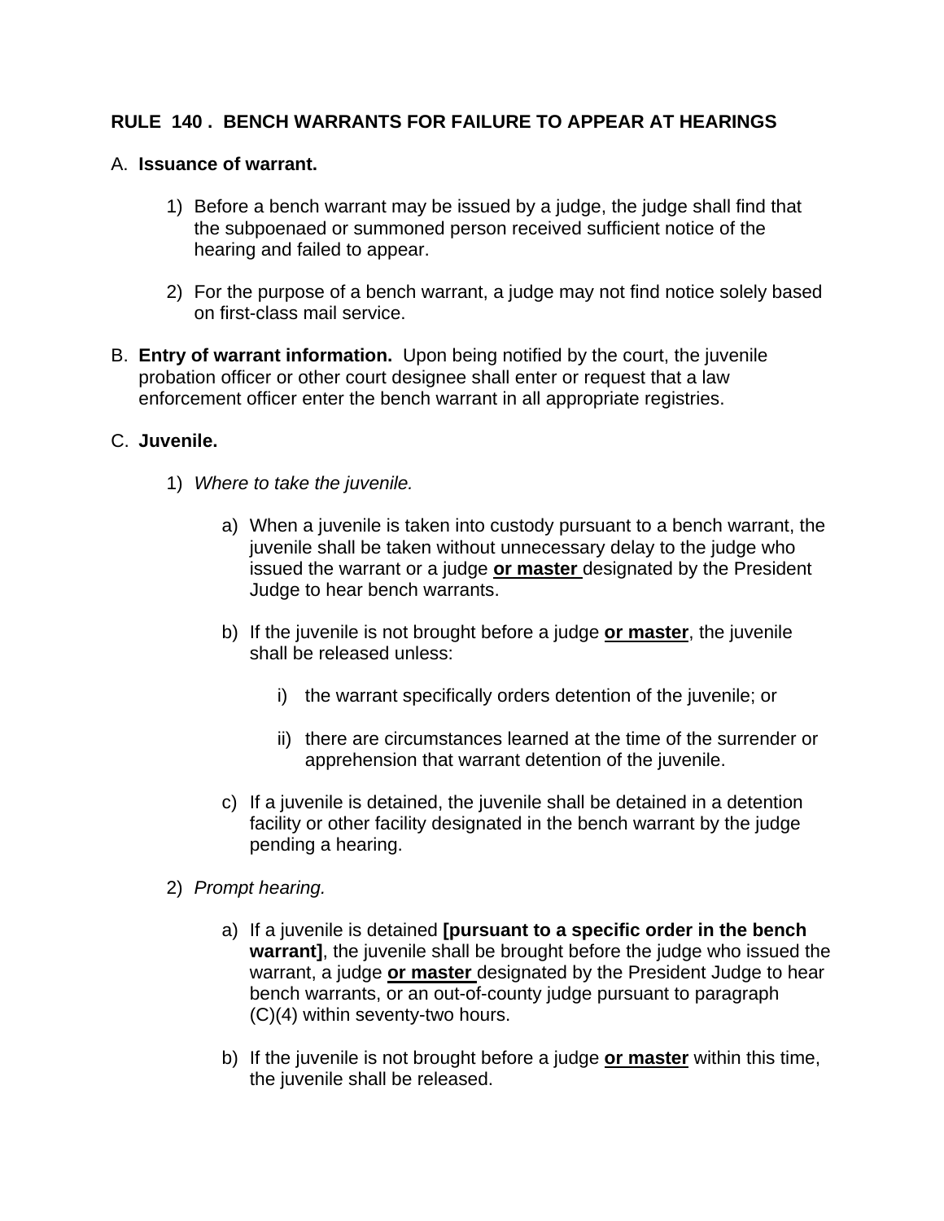## RULE 140 . BENCH WARRANTS FOR FAILURE TO APPEAR AT HEARINGS

A. **Issuance of warrant.**

1) Before a bench warrant may be issued by a judge, the judge shall find that the subpoenaed or summoned person received sufficient notice of the hearing and failed to appear.

2) For the purpose of a bench warrant, a judge may not find notice solely based on first-class mail service.

B. **Entry of warrant information.** Upon being notified by the court, the juvenile probation officer or other court designee shall enter or request that a law enforcement officer enter the bench warrant in all appropriate registries.

C. **Juvenile.**

1) *Where to take the juvenile.*

   a) When a juvenile is taken into custody pursuant to a bench warrant, the juvenile shall be taken without unnecessary delay to the judge who issued the warrant or a judge <u>**or master**</u> designated by the President Judge to hear bench warrants.

   b) If the juvenile is not brought before a judge <u>**or master**</u>, the juvenile shall be released unless:

      i) the warrant specifically orders detention of the juvenile; or

      ii) there are circumstances learned at the time of the surrender or apprehension that warrant detention of the juvenile.

   c) If a juvenile is detained, the juvenile shall be detained in a detention facility or other facility designated in the bench warrant by the judge pending a hearing.

2) *Prompt hearing.*

   a) If a juvenile is detained **[pursuant to a specific order in the bench warrant]**, the juvenile shall be brought before the judge who issued the warrant, a judge <u>**or master**</u> designated by the President Judge to hear bench warrants, or an out-of-county judge pursuant to paragraph (C)(4) within seventy-two hours.

   b) If the juvenile is not brought before a judge <u>**or master**</u> within this time, the juvenile shall be released.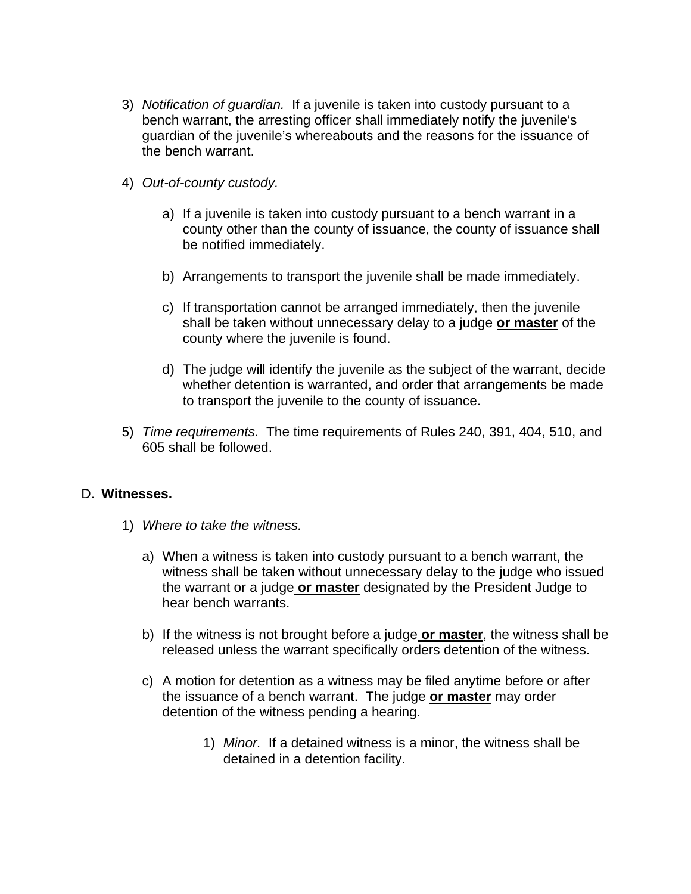3) *Notification of guardian.* If a juvenile is taken into custody pursuant to a bench warrant, the arresting officer shall immediately notify the juvenile's guardian of the juvenile's whereabouts and the reasons for the issuance of the bench warrant.

4) *Out-of-county custody.*

   a) If a juvenile is taken into custody pursuant to a bench warrant in a county other than the county of issuance, the county of issuance shall be notified immediately.

   b) Arrangements to transport the juvenile shall be made immediately.

   c) If transportation cannot be arranged immediately, then the juvenile shall be taken without unnecessary delay to a judge **or master** of the county where the juvenile is found.

   d) The judge will identify the juvenile as the subject of the warrant, decide whether detention is warranted, and order that arrangements be made to transport the juvenile to the county of issuance.

5) *Time requirements.* The time requirements of Rules 240, 391, 404, 510, and 605 shall be followed.

D. **Witnesses.**

1) *Where to take the witness.*

   a) When a witness is taken into custody pursuant to a bench warrant, the witness shall be taken without unnecessary delay to the judge who issued the warrant or a judge **or master** designated by the President Judge to hear bench warrants.

   b) If the witness is not brought before a judge **or master**, the witness shall be released unless the warrant specifically orders detention of the witness.

   c) A motion for detention as a witness may be filed anytime before or after the issuance of a bench warrant. The judge **or master** may order detention of the witness pending a hearing.

      1) *Minor.* If a detained witness is a minor, the witness shall be detained in a detention facility.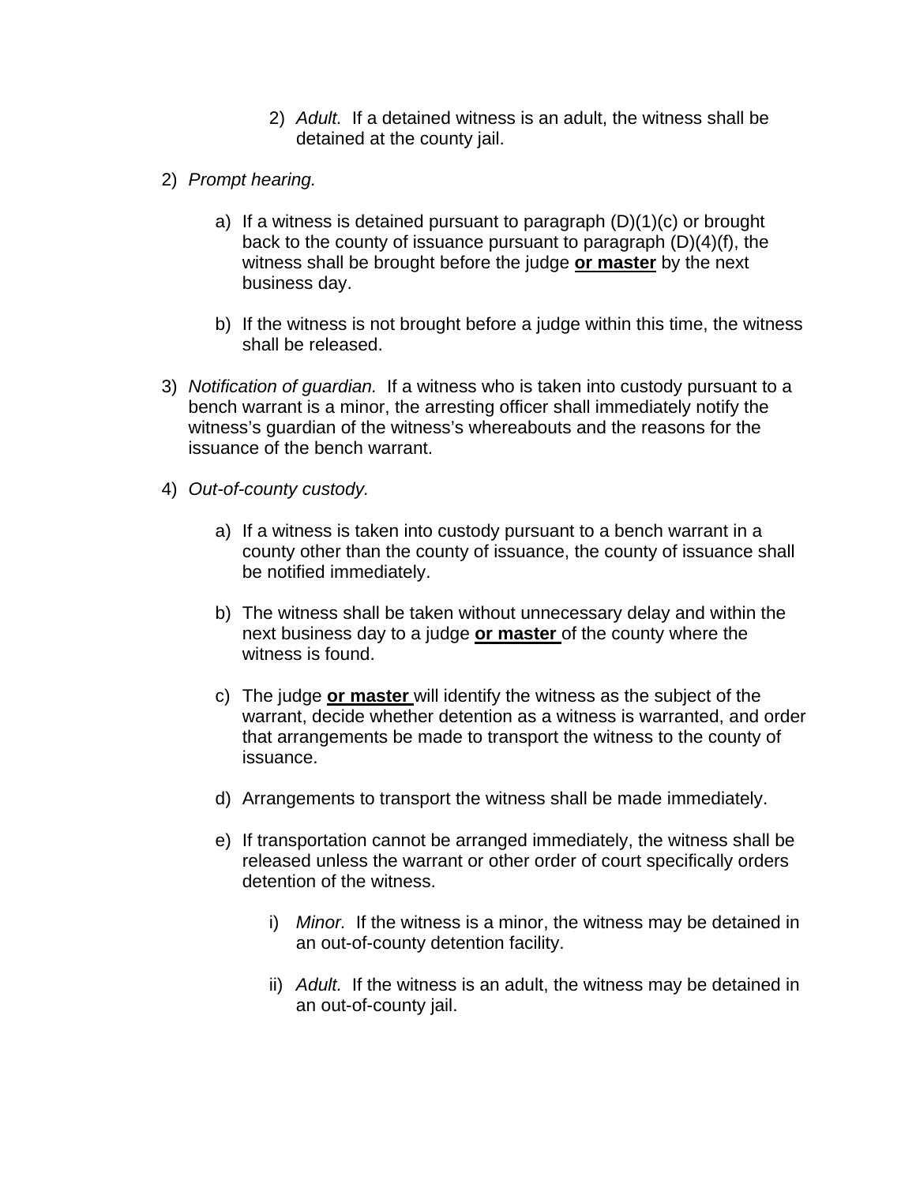2) *Adult.* If a detained witness is an adult, the witness shall be detained at the county jail.

2) *Prompt hearing.*

   a) If a witness is detained pursuant to paragraph (D)(1)(c) or brought back to the county of issuance pursuant to paragraph (D)(4)(f), the witness shall be brought before the judge **<u>or master</u>** by the next business day.

   b) If the witness is not brought before a judge within this time, the witness shall be released.

3) *Notification of guardian.* If a witness who is taken into custody pursuant to a bench warrant is a minor, the arresting officer shall immediately notify the witness's guardian of the witness's whereabouts and the reasons for the issuance of the bench warrant.

4) *Out-of-county custody.*

   a) If a witness is taken into custody pursuant to a bench warrant in a county other than the county of issuance, the county of issuance shall be notified immediately.

   b) The witness shall be taken without unnecessary delay and within the next business day to a judge **<u>or master</u>** of the county where the witness is found.

   c) The judge **<u>or master</u>** will identify the witness as the subject of the warrant, decide whether detention as a witness is warranted, and order that arrangements be made to transport the witness to the county of issuance.

   d) Arrangements to transport the witness shall be made immediately.

   e) If transportation cannot be arranged immediately, the witness shall be released unless the warrant or other order of court specifically orders detention of the witness.

      i) *Minor.* If the witness is a minor, the witness may be detained in an out-of-county detention facility.

      ii) *Adult.* If the witness is an adult, the witness may be detained in an out-of-county jail.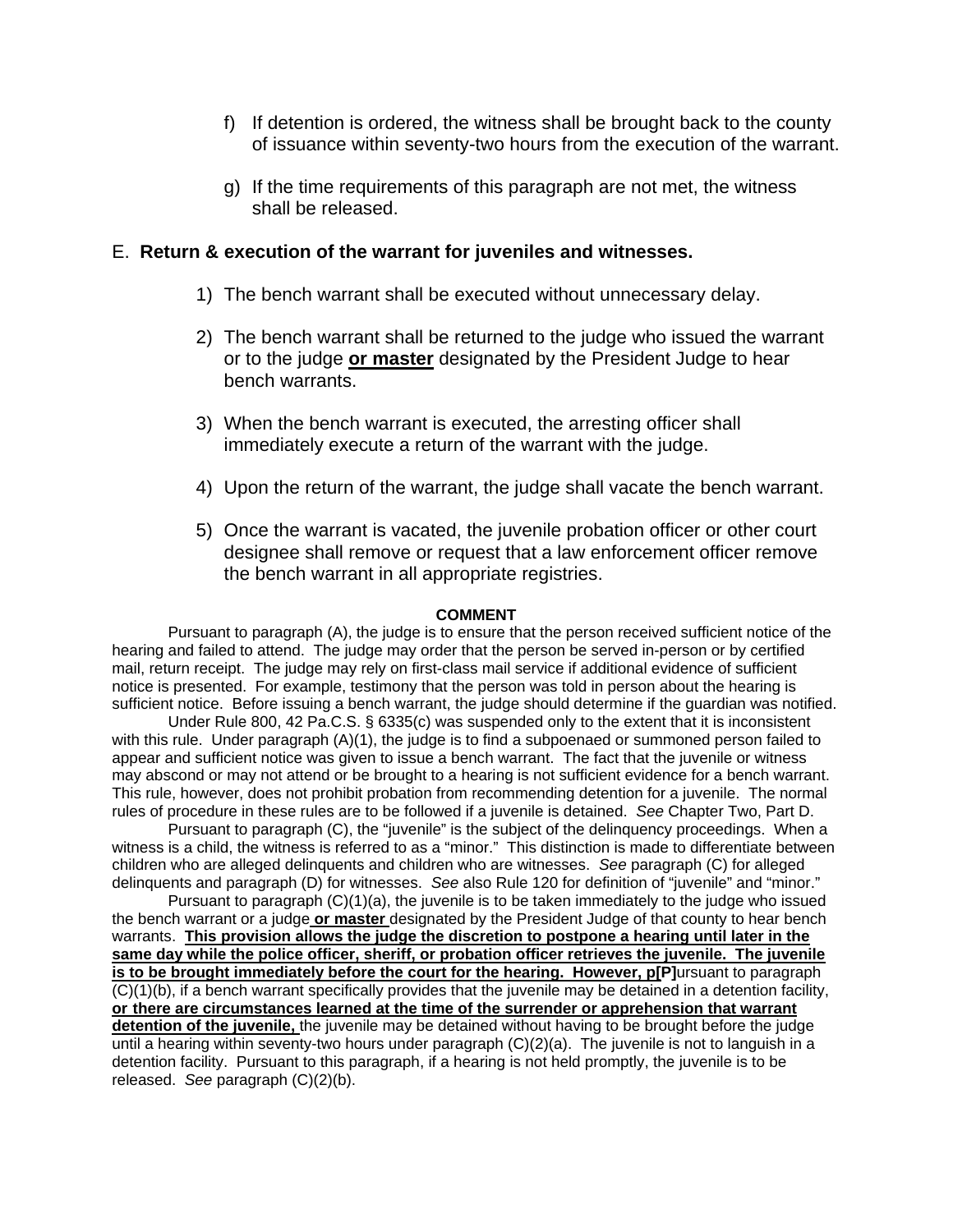f) If detention is ordered, the witness shall be brought back to the county of issuance within seventy-two hours from the execution of the warrant.

g) If the time requirements of this paragraph are not met, the witness shall be released.

E. **Return & execution of the warrant for juveniles and witnesses.**

1) The bench warrant shall be executed without unnecessary delay.

2) The bench warrant shall be returned to the judge who issued the warrant or to the judge **<u>or master</u>** designated by the President Judge to hear bench warrants.

3) When the bench warrant is executed, the arresting officer shall immediately execute a return of the warrant with the judge.

4) Upon the return of the warrant, the judge shall vacate the bench warrant.

5) Once the warrant is vacated, the juvenile probation officer or other court designee shall remove or request that a law enforcement officer remove the bench warrant in all appropriate registries.

**COMMENT**

Pursuant to paragraph (A), the judge is to ensure that the person received sufficient notice of the hearing and failed to attend. The judge may order that the person be served in-person or by certified mail, return receipt. The judge may rely on first-class mail service if additional evidence of sufficient notice is presented. For example, testimony that the person was told in person about the hearing is sufficient notice. Before issuing a bench warrant, the judge should determine if the guardian was notified.

Under Rule 800, 42 Pa.C.S. § 6335(c) was suspended only to the extent that it is inconsistent with this rule. Under paragraph (A)(1), the judge is to find a subpoenaed or summoned person failed to appear and sufficient notice was given to issue a bench warrant. The fact that the juvenile or witness may abscond or may not attend or be brought to a hearing is not sufficient evidence for a bench warrant. This rule, however, does not prohibit probation from recommending detention for a juvenile. The normal rules of procedure in these rules are to be followed if a juvenile is detained. *See* Chapter Two, Part D.

Pursuant to paragraph (C), the "juvenile" is the subject of the delinquency proceedings. When a witness is a child, the witness is referred to as a "minor." This distinction is made to differentiate between children who are alleged delinquents and children who are witnesses. *See* paragraph (C) for alleged delinquents and paragraph (D) for witnesses. *See* also Rule 120 for definition of "juvenile" and "minor."

Pursuant to paragraph (C)(1)(a), the juvenile is to be taken immediately to the judge who issued the bench warrant or a judge **<u>or master</u>** designated by the President Judge of that county to hear bench warrants. **<u>This provision allows the judge the discretion to postpone a hearing until later in the same day while the police officer, sheriff, or probation officer retrieves the juvenile. The juvenile is to be brought immediately before the court for the hearing. However, p</u>[P]**ursuant to paragraph (C)(1)(b), if a bench warrant specifically provides that the juvenile may be detained in a detention facility, **<u>or there are circumstances learned at the time of the surrender or apprehension that warrant detention of the juvenile,</u>** the juvenile may be detained without having to be brought before the judge until a hearing within seventy-two hours under paragraph (C)(2)(a). The juvenile is not to languish in a detention facility. Pursuant to this paragraph, if a hearing is not held promptly, the juvenile is to be released. *See* paragraph (C)(2)(b).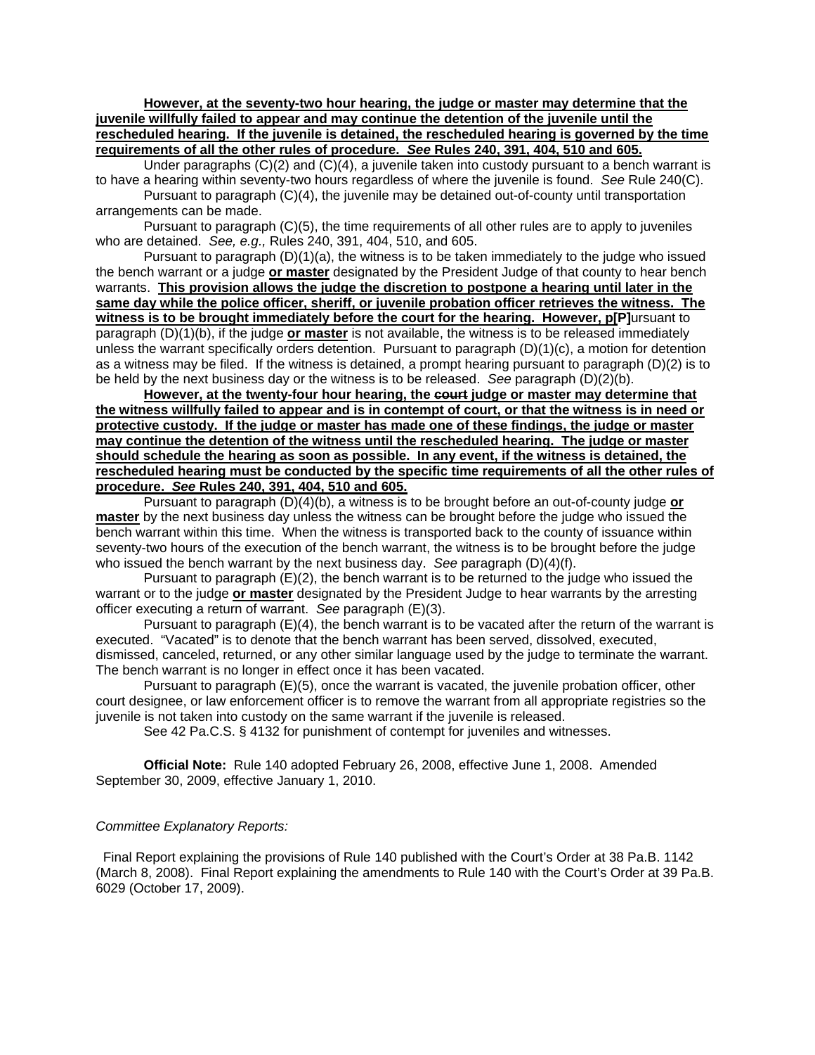**However, at the seventy-two hour hearing, the judge or master may determine that the juvenile willfully failed to appear and may continue the detention of the juvenile until the rescheduled hearing. If the juvenile is detained, the rescheduled hearing is governed by the time requirements of all the other rules of procedure. *See* Rules 240, 391, 404, 510 and 605.**

Under paragraphs (C)(2) and (C)(4), a juvenile taken into custody pursuant to a bench warrant is to have a hearing within seventy-two hours regardless of where the juvenile is found. *See* Rule 240(C).

Pursuant to paragraph (C)(4), the juvenile may be detained out-of-county until transportation arrangements can be made.

Pursuant to paragraph (C)(5), the time requirements of all other rules are to apply to juveniles who are detained. *See, e.g.,* Rules 240, 391, 404, 510, and 605.

Pursuant to paragraph (D)(1)(a), the witness is to be taken immediately to the judge who issued the bench warrant or a judge **or master** designated by the President Judge of that county to hear bench warrants. **This provision allows the judge the discretion to postpone a hearing until later in the same day while the police officer, sheriff, or juvenile probation officer retrieves the witness. The witness is to be brought immediately before the court for the hearing. However, p[P]**ursuant to paragraph (D)(1)(b), if the judge **or master** is not available, the witness is to be released immediately unless the warrant specifically orders detention. Pursuant to paragraph (D)(1)(c), a motion for detention as a witness may be filed. If the witness is detained, a prompt hearing pursuant to paragraph (D)(2) is to be held by the next business day or the witness is to be released. *See* paragraph (D)(2)(b).

**However, at the twenty-four hour hearing, the ~~court~~ judge or master may determine that the witness willfully failed to appear and is in contempt of court, or that the witness is in need or protective custody. If the judge or master has made one of these findings, the judge or master may continue the detention of the witness until the rescheduled hearing. The judge or master should schedule the hearing as soon as possible. In any event, if the witness is detained, the rescheduled hearing must be conducted by the specific time requirements of all the other rules of procedure. *See* Rules 240, 391, 404, 510 and 605.**

Pursuant to paragraph (D)(4)(b), a witness is to be brought before an out-of-county judge **or master** by the next business day unless the witness can be brought before the judge who issued the bench warrant within this time. When the witness is transported back to the county of issuance within seventy-two hours of the execution of the bench warrant, the witness is to be brought before the judge who issued the bench warrant by the next business day. *See* paragraph (D)(4)(f).

Pursuant to paragraph (E)(2), the bench warrant is to be returned to the judge who issued the warrant or to the judge **or master** designated by the President Judge to hear warrants by the arresting officer executing a return of warrant. *See* paragraph (E)(3).

Pursuant to paragraph (E)(4), the bench warrant is to be vacated after the return of the warrant is executed. "Vacated" is to denote that the bench warrant has been served, dissolved, executed, dismissed, canceled, returned, or any other similar language used by the judge to terminate the warrant. The bench warrant is no longer in effect once it has been vacated.

Pursuant to paragraph (E)(5), once the warrant is vacated, the juvenile probation officer, other court designee, or law enforcement officer is to remove the warrant from all appropriate registries so the juvenile is not taken into custody on the same warrant if the juvenile is released.

See 42 Pa.C.S. § 4132 for punishment of contempt for juveniles and witnesses.

**Official Note:** Rule 140 adopted February 26, 2008, effective June 1, 2008. Amended September 30, 2009, effective January 1, 2010.

*Committee Explanatory Reports:*

Final Report explaining the provisions of Rule 140 published with the Court's Order at 38 Pa.B. 1142 (March 8, 2008). Final Report explaining the amendments to Rule 140 with the Court's Order at 39 Pa.B. 6029 (October 17, 2009).